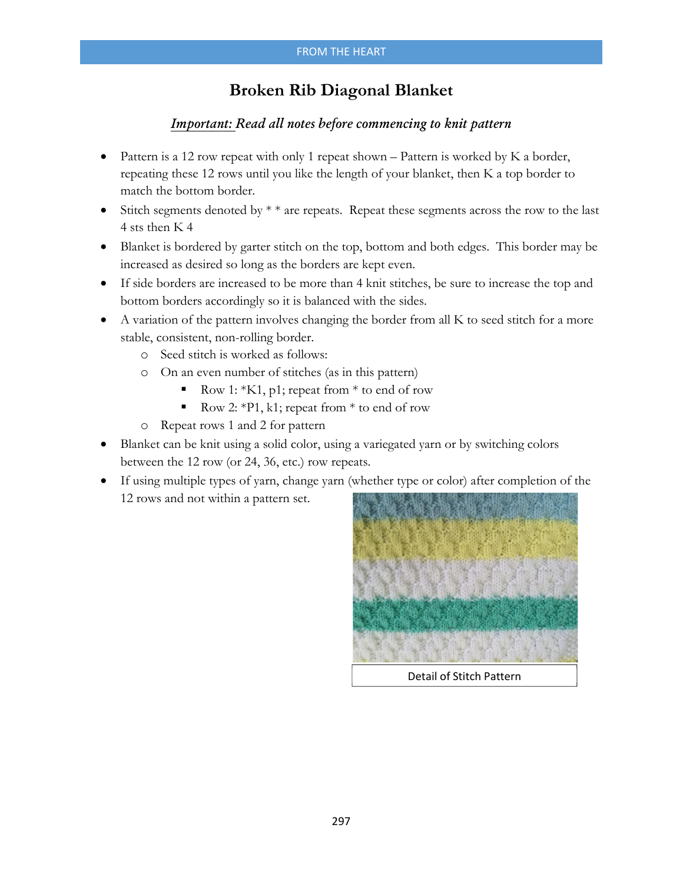# Broken Rib Diagonal Blanket

***Important:** Read all notes before commencing to knit pattern*

- Pattern is a 12 row repeat with only 1 repeat shown – Pattern is worked by K a border, repeating these 12 rows until you like the length of your blanket, then K a top border to match the bottom border.
- Stitch segments denoted by * * are repeats. Repeat these segments across the row to the last 4 sts then K 4
- Blanket is bordered by garter stitch on the top, bottom and both edges. This border may be increased as desired so long as the borders are kept even.
- If side borders are increased to be more than 4 knit stitches, be sure to increase the top and bottom borders accordingly so it is balanced with the sides.
- A variation of the pattern involves changing the border from all K to seed stitch for a more stable, consistent, non-rolling border.
  - Seed stitch is worked as follows:
  - On an even number of stitches (as in this pattern)
    - Row 1: *K1, p1; repeat from * to end of row
    - Row 2: *P1, k1; repeat from * to end of row
  - Repeat rows 1 and 2 for pattern
- Blanket can be knit using a solid color, using a variegated yarn or by switching colors between the 12 row (or 24, 36, etc.) row repeats.
- If using multiple types of yarn, change yarn (whether type or color) after completion of the 12 rows and not within a pattern set.

Detail of Stitch Pattern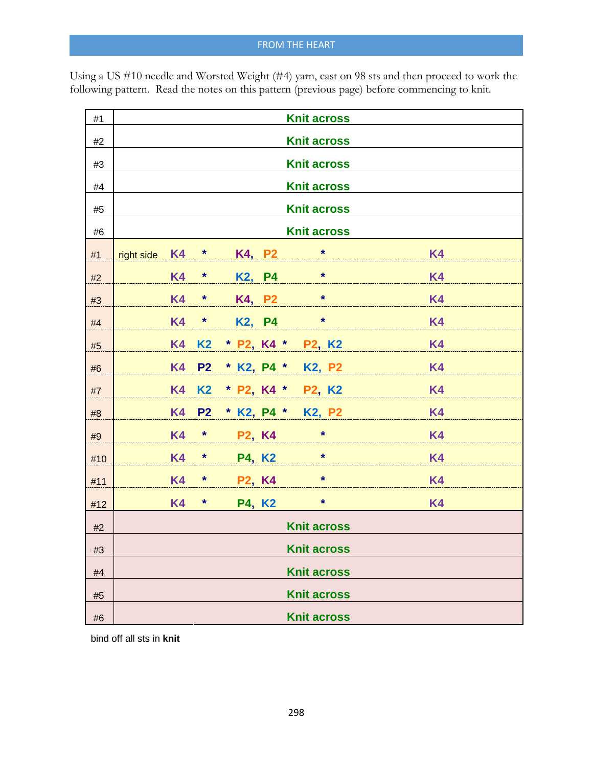Using a US #10 needle and Worsted Weight (#4) yarn, cast on 98 sts and then proceed to work the following pattern. Read the notes on this pattern (previous page) before commencing to knit.

| | | | | | | | |
|---|---|---|---|---|---|---|---|
| #1 | | | | Knit across | | | |
| #2 | | | | Knit across | | | |
| #3 | | | | Knit across | | | |
| #4 | | | | Knit across | | | |
| #5 | | | | Knit across | | | |
| #6 | | | | Knit across | | | |
| #1 | right side | K4 | * | K4, P2 | * | | K4 |
| #2 | | K4 | * | K2, P4 | * | | K4 |
| #3 | | K4 | * | K4, P2 | * | | K4 |
| #4 | | K4 | * | K2, P4 | * | | K4 |
| #5 | | K4 | K2 | * P2, K4 * | | P2, K2 | K4 |
| #6 | | K4 | P2 | * K2, P4 * | | K2, P2 | K4 |
| #7 | | K4 | K2 | * P2, K4 * | | P2, K2 | K4 |
| #8 | | K4 | P2 | * K2, P4 * | | K2, P2 | K4 |
| #9 | | K4 | * | P2, K4 | * | | K4 |
| #10 | | K4 | * | P4, K2 | * | | K4 |
| #11 | | K4 | * | P2, K4 | * | | K4 |
| #12 | | K4 | * | P4, K2 | * | | K4 |
| #2 | | | | Knit across | | | |
| #3 | | | | Knit across | | | |
| #4 | | | | Knit across | | | |
| #5 | | | | Knit across | | | |
| #6 | | | | Knit across | | | |

bind off all sts in **knit**